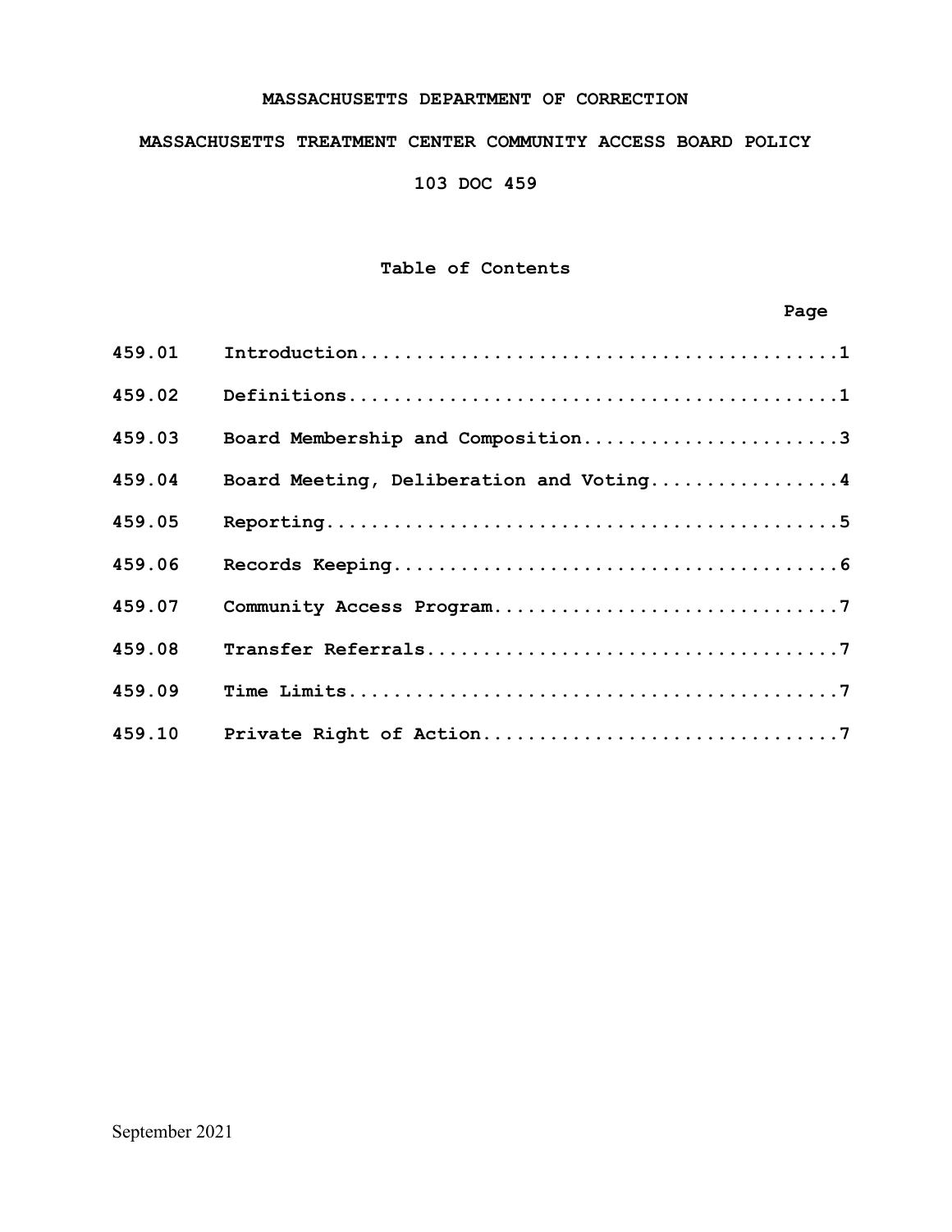# MASSACHUSETTS DEPARTMENT OF CORRECTION

## MASSACHUSETTS TREATMENT CENTER COMMUNITY ACCESS BOARD POLICY

## 103 DOC 459

### Table of Contents

| | | Page |
|---|---|---|
| 459.01 | Introduction | 1 |
| 459.02 | Definitions | 1 |
| 459.03 | Board Membership and Composition | 3 |
| 459.04 | Board Meeting, Deliberation and Voting | 4 |
| 459.05 | Reporting | 5 |
| 459.06 | Records Keeping | 6 |
| 459.07 | Community Access Program | 7 |
| 459.08 | Transfer Referrals | 7 |
| 459.09 | Time Limits | 7 |
| 459.10 | Private Right of Action | 7 |

September 2021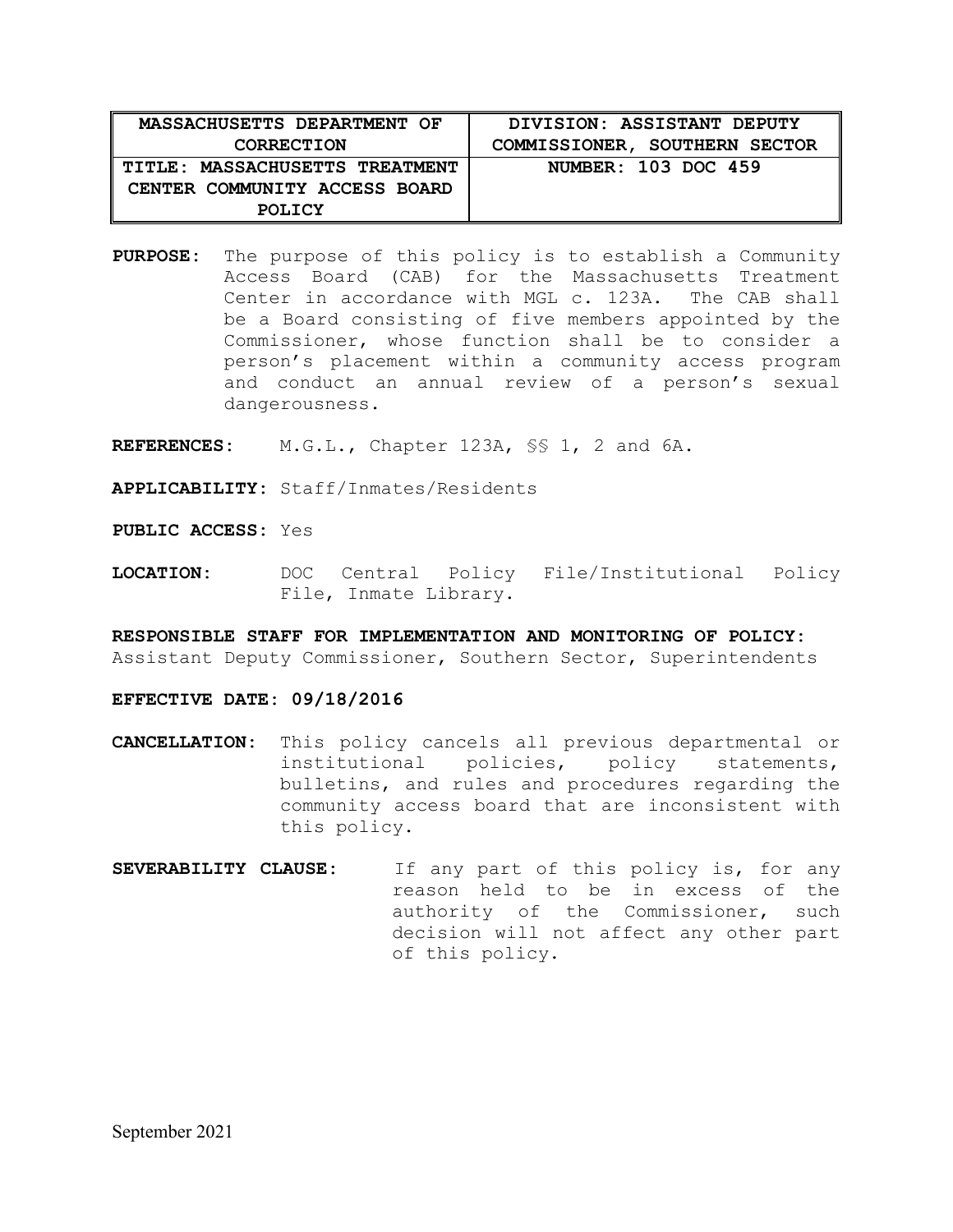| MASSACHUSETTS DEPARTMENT OF CORRECTION | DIVISION: ASSISTANT DEPUTY COMMISSIONER, SOUTHERN SECTOR |
|---|---|
| **TITLE: MASSACHUSETTS TREATMENT CENTER COMMUNITY ACCESS BOARD POLICY** | **NUMBER: 103 DOC 459** |

**PURPOSE:** The purpose of this policy is to establish a Community Access Board (CAB) for the Massachusetts Treatment Center in accordance with MGL c. 123A. The CAB shall be a Board consisting of five members appointed by the Commissioner, whose function shall be to consider a person's placement within a community access program and conduct an annual review of a person's sexual dangerousness.

**REFERENCES:** M.G.L., Chapter 123A, §§ 1, 2 and 6A.

**APPLICABILITY**: Staff/Inmates/Residents

**PUBLIC ACCESS**: Yes

**LOCATION:** DOC Central Policy File/Institutional Policy File, Inmate Library.

**RESPONSIBLE STAFF FOR IMPLEMENTATION AND MONITORING OF POLICY:** Assistant Deputy Commissioner, Southern Sector, Superintendents

**EFFECTIVE DATE: 09/18/2016**

**CANCELLATION:** This policy cancels all previous departmental or institutional policies, policy statements, bulletins, and rules and procedures regarding the community access board that are inconsistent with this policy.

**SEVERABILITY CLAUSE:** If any part of this policy is, for any reason held to be in excess of the authority of the Commissioner, such decision will not affect any other part of this policy.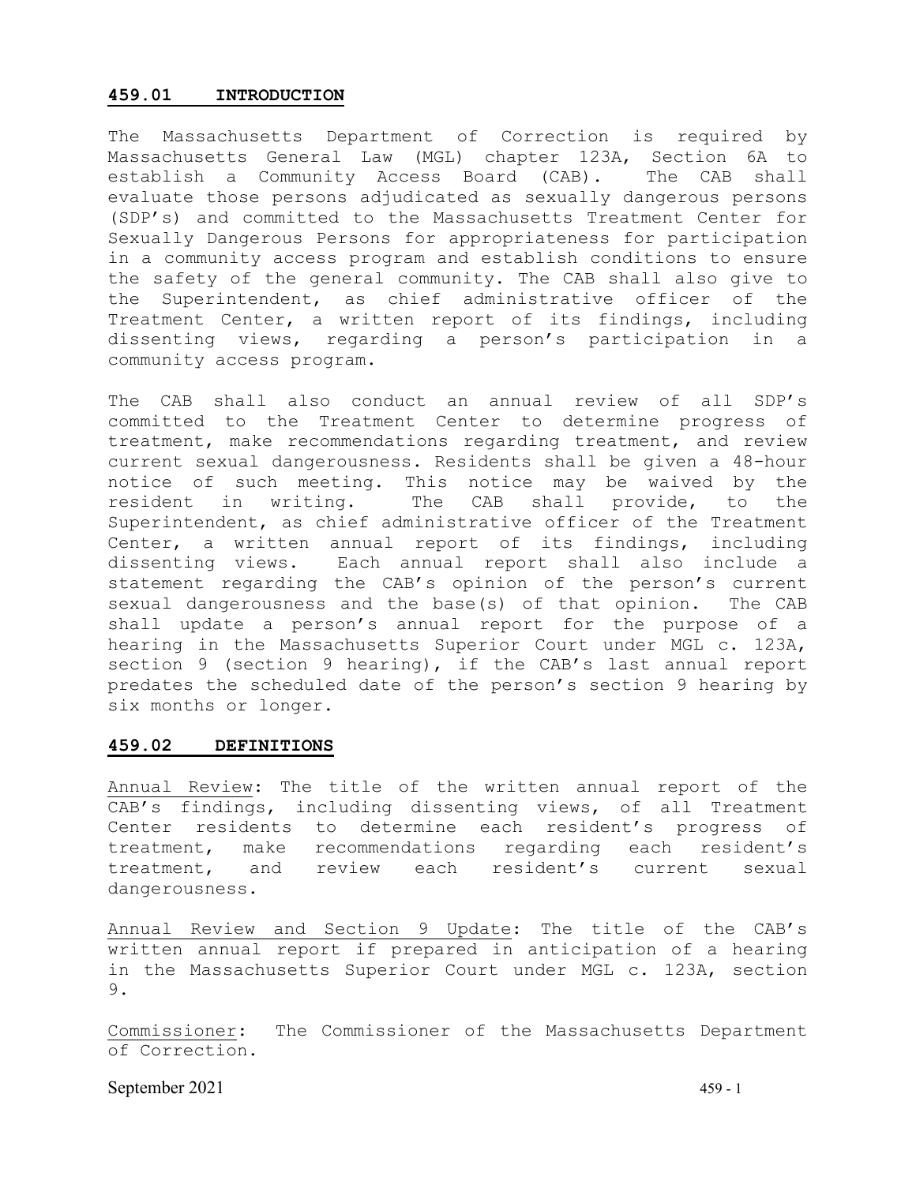## 459.01 INTRODUCTION

The Massachusetts Department of Correction is required by Massachusetts General Law (MGL) chapter 123A, Section 6A to establish a Community Access Board (CAB). The CAB shall evaluate those persons adjudicated as sexually dangerous persons (SDP's) and committed to the Massachusetts Treatment Center for Sexually Dangerous Persons for appropriateness for participation in a community access program and establish conditions to ensure the safety of the general community. The CAB shall also give to the Superintendent, as chief administrative officer of the Treatment Center, a written report of its findings, including dissenting views, regarding a person's participation in a community access program.

The CAB shall also conduct an annual review of all SDP's committed to the Treatment Center to determine progress of treatment, make recommendations regarding treatment, and review current sexual dangerousness. Residents shall be given a 48-hour notice of such meeting. This notice may be waived by the resident in writing. The CAB shall provide, to the Superintendent, as chief administrative officer of the Treatment Center, a written annual report of its findings, including dissenting views. Each annual report shall also include a statement regarding the CAB's opinion of the person's current sexual dangerousness and the base(s) of that opinion. The CAB shall update a person's annual report for the purpose of a hearing in the Massachusetts Superior Court under MGL c. 123A, section 9 (section 9 hearing), if the CAB's last annual report predates the scheduled date of the person's section 9 hearing by six months or longer.

## 459.02 DEFINITIONS

Annual Review: The title of the written annual report of the CAB's findings, including dissenting views, of all Treatment Center residents to determine each resident's progress of treatment, make recommendations regarding each resident's treatment, and review each resident's current sexual dangerousness.

Annual Review and Section 9 Update: The title of the CAB's written annual report if prepared in anticipation of a hearing in the Massachusetts Superior Court under MGL c. 123A, section 9.

Commissioner: The Commissioner of the Massachusetts Department of Correction.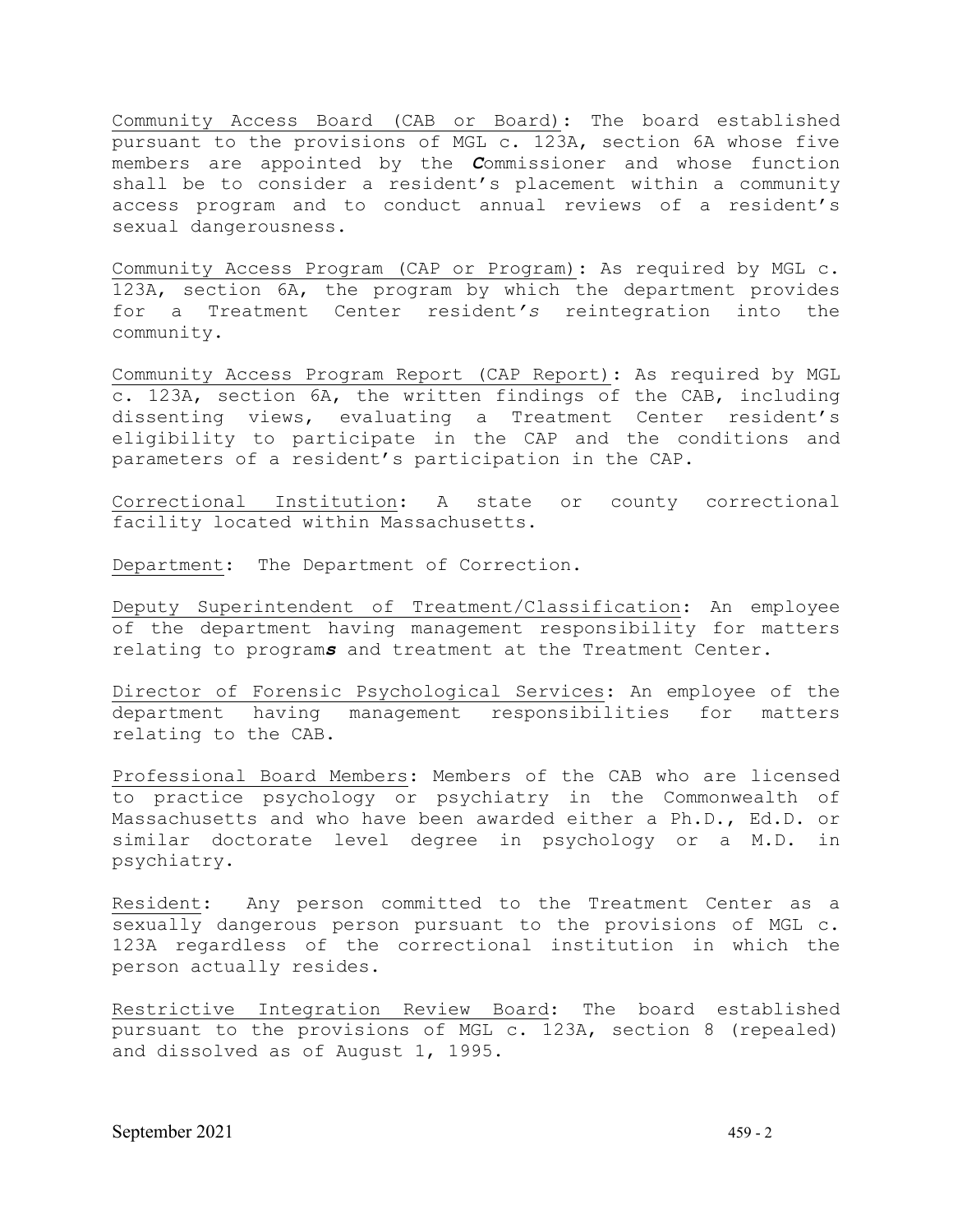Community Access Board (CAB or Board): The board established pursuant to the provisions of MGL c. 123A, section 6A whose five members are appointed by the ***C***ommissioner and whose function shall be to consider a resident's placement within a community access program and to conduct annual reviews of a resident's sexual dangerousness.

Community Access Program (CAP or Program): As required by MGL c. 123A, section 6A, the program by which the department provides for a Treatment Center resident*'s* reintegration into the community.

Community Access Program Report (CAP Report): As required by MGL c. 123A, section 6A, the written findings of the CAB, including dissenting views, evaluating a Treatment Center resident's eligibility to participate in the CAP and the conditions and parameters of a resident's participation in the CAP.

Correctional Institution: A state or county correctional facility located within Massachusetts.

Department: The Department of Correction.

Deputy Superintendent of Treatment/Classification: An employee of the department having management responsibility for matters relating to program***s*** and treatment at the Treatment Center.

Director of Forensic Psychological Services: An employee of the department having management responsibilities for matters relating to the CAB.

Professional Board Members: Members of the CAB who are licensed to practice psychology or psychiatry in the Commonwealth of Massachusetts and who have been awarded either a Ph.D., Ed.D. or similar doctorate level degree in psychology or a M.D. in psychiatry.

Resident: Any person committed to the Treatment Center as a sexually dangerous person pursuant to the provisions of MGL c. 123A regardless of the correctional institution in which the person actually resides.

Restrictive Integration Review Board: The board established pursuant to the provisions of MGL c. 123A, section 8 (repealed) and dissolved as of August 1, 1995.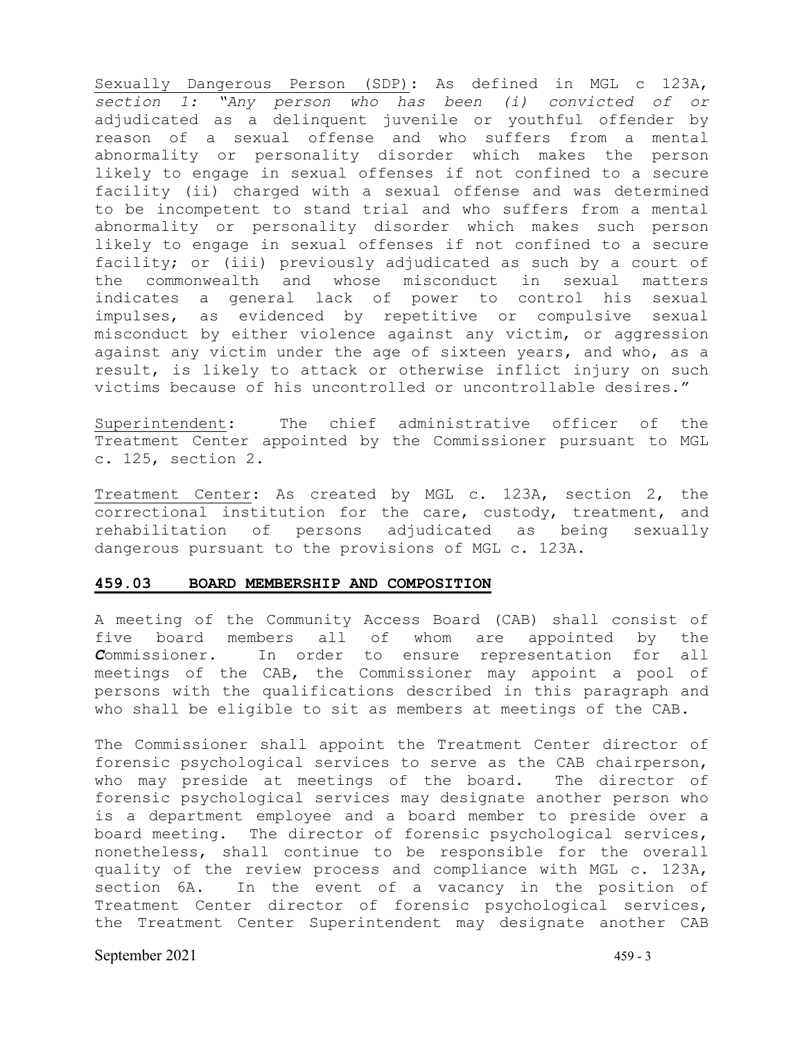Sexually Dangerous Person (SDP): As defined in MGL c 123A, *section 1: "Any person who has been (i) convicted of or* adjudicated as a delinquent juvenile or youthful offender by reason of a sexual offense and who suffers from a mental abnormality or personality disorder which makes the person likely to engage in sexual offenses if not confined to a secure facility (ii) charged with a sexual offense and was determined to be incompetent to stand trial and who suffers from a mental abnormality or personality disorder which makes such person likely to engage in sexual offenses if not confined to a secure facility; or (iii) previously adjudicated as such by a court of the commonwealth and whose misconduct in sexual matters indicates a general lack of power to control his sexual impulses, as evidenced by repetitive or compulsive sexual misconduct by either violence against any victim, or aggression against any victim under the age of sixteen years, and who, as a result, is likely to attack or otherwise inflict injury on such victims because of his uncontrolled or uncontrollable desires."

Superintendent: The chief administrative officer of the Treatment Center appointed by the Commissioner pursuant to MGL c. 125, section 2.

Treatment Center: As created by MGL c. 123A, section 2, the correctional institution for the care, custody, treatment, and rehabilitation of persons adjudicated as being sexually dangerous pursuant to the provisions of MGL c. 123A.

## 459.03 BOARD MEMBERSHIP AND COMPOSITION

A meeting of the Community Access Board (CAB) shall consist of five board members all of whom are appointed by the ***C***ommissioner. In order to ensure representation for all meetings of the CAB, the Commissioner may appoint a pool of persons with the qualifications described in this paragraph and who shall be eligible to sit as members at meetings of the CAB.

The Commissioner shall appoint the Treatment Center director of forensic psychological services to serve as the CAB chairperson, who may preside at meetings of the board. The director of forensic psychological services may designate another person who is a department employee and a board member to preside over a board meeting. The director of forensic psychological services, nonetheless, shall continue to be responsible for the overall quality of the review process and compliance with MGL c. 123A, section 6A. In the event of a vacancy in the position of Treatment Center director of forensic psychological services, the Treatment Center Superintendent may designate another CAB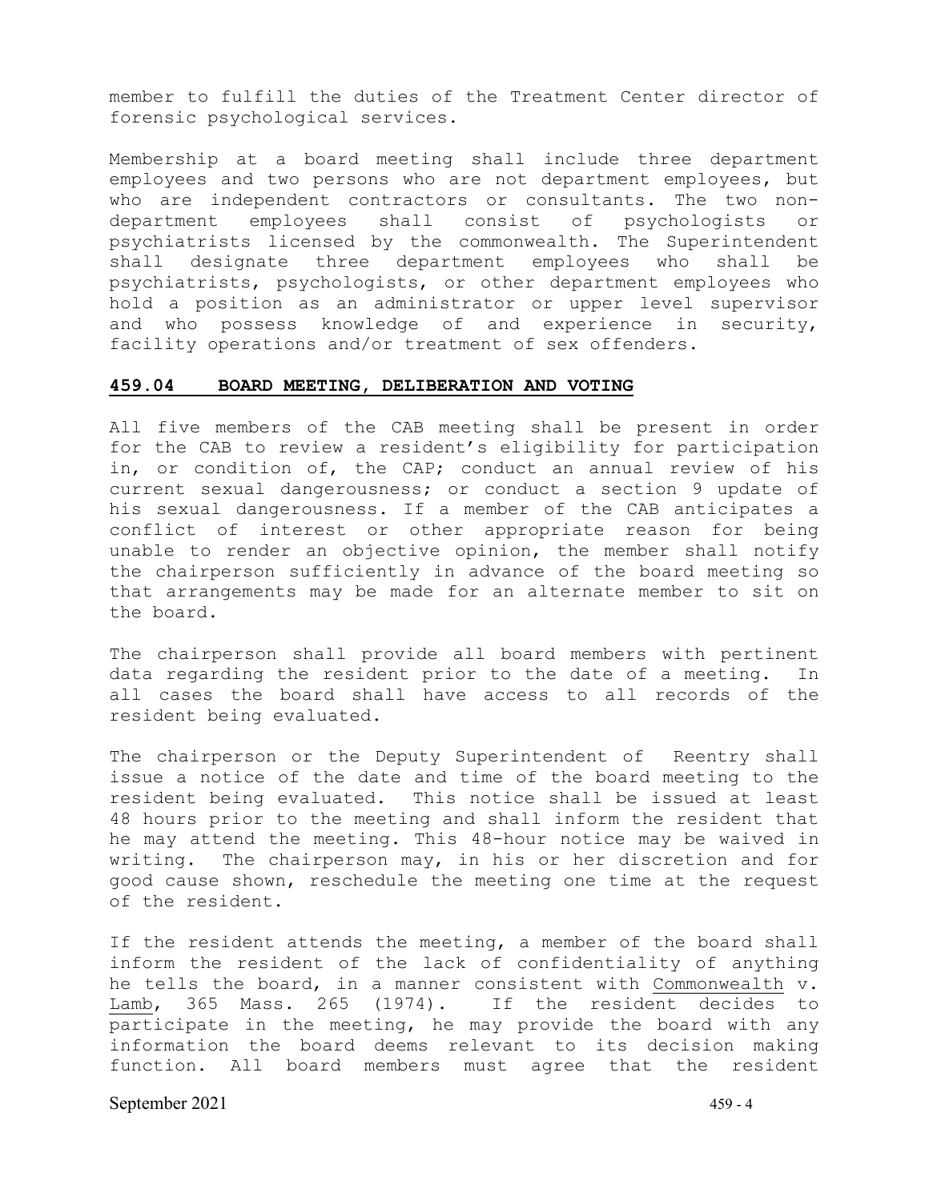member to fulfill the duties of the Treatment Center director of forensic psychological services.

Membership at a board meeting shall include three department employees and two persons who are not department employees, but who are independent contractors or consultants. The two non-department employees shall consist of psychologists or psychiatrists licensed by the commonwealth. The Superintendent shall designate three department employees who shall be psychiatrists, psychologists, or other department employees who hold a position as an administrator or upper level supervisor and who possess knowledge of and experience in security, facility operations and/or treatment of sex offenders.

## 459.04 BOARD MEETING, DELIBERATION AND VOTING

All five members of the CAB meeting shall be present in order for the CAB to review a resident's eligibility for participation in, or condition of, the CAP; conduct an annual review of his current sexual dangerousness; or conduct a section 9 update of his sexual dangerousness. If a member of the CAB anticipates a conflict of interest or other appropriate reason for being unable to render an objective opinion, the member shall notify the chairperson sufficiently in advance of the board meeting so that arrangements may be made for an alternate member to sit on the board.

The chairperson shall provide all board members with pertinent data regarding the resident prior to the date of a meeting. In all cases the board shall have access to all records of the resident being evaluated.

The chairperson or the Deputy Superintendent of Reentry shall issue a notice of the date and time of the board meeting to the resident being evaluated. This notice shall be issued at least 48 hours prior to the meeting and shall inform the resident that he may attend the meeting. This 48-hour notice may be waived in writing. The chairperson may, in his or her discretion and for good cause shown, reschedule the meeting one time at the request of the resident.

If the resident attends the meeting, a member of the board shall inform the resident of the lack of confidentiality of anything he tells the board, in a manner consistent with Commonwealth v. Lamb, 365 Mass. 265 (1974). If the resident decides to participate in the meeting, he may provide the board with any information the board deems relevant to its decision making function. All board members must agree that the resident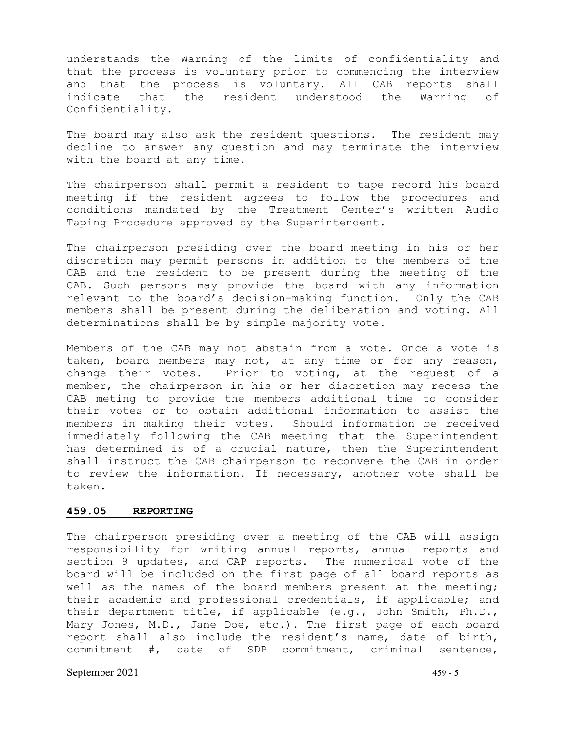understands the Warning of the limits of confidentiality and that the process is voluntary prior to commencing the interview and that the process is voluntary. All CAB reports shall indicate that the resident understood the Warning of Confidentiality.

The board may also ask the resident questions. The resident may decline to answer any question and may terminate the interview with the board at any time.

The chairperson shall permit a resident to tape record his board meeting if the resident agrees to follow the procedures and conditions mandated by the Treatment Center's written Audio Taping Procedure approved by the Superintendent.

The chairperson presiding over the board meeting in his or her discretion may permit persons in addition to the members of the CAB and the resident to be present during the meeting of the CAB. Such persons may provide the board with any information relevant to the board's decision-making function. Only the CAB members shall be present during the deliberation and voting. All determinations shall be by simple majority vote.

Members of the CAB may not abstain from a vote. Once a vote is taken, board members may not, at any time or for any reason, change their votes. Prior to voting, at the request of a member, the chairperson in his or her discretion may recess the CAB meting to provide the members additional time to consider their votes or to obtain additional information to assist the members in making their votes. Should information be received immediately following the CAB meeting that the Superintendent has determined is of a crucial nature, then the Superintendent shall instruct the CAB chairperson to reconvene the CAB in order to review the information. If necessary, another vote shall be taken.

## 459.05 REPORTING

The chairperson presiding over a meeting of the CAB will assign responsibility for writing annual reports, annual reports and section 9 updates, and CAP reports. The numerical vote of the board will be included on the first page of all board reports as well as the names of the board members present at the meeting; their academic and professional credentials, if applicable; and their department title, if applicable (e.g., John Smith, Ph.D., Mary Jones, M.D., Jane Doe, etc.). The first page of each board report shall also include the resident's name, date of birth, commitment #, date of SDP commitment, criminal sentence,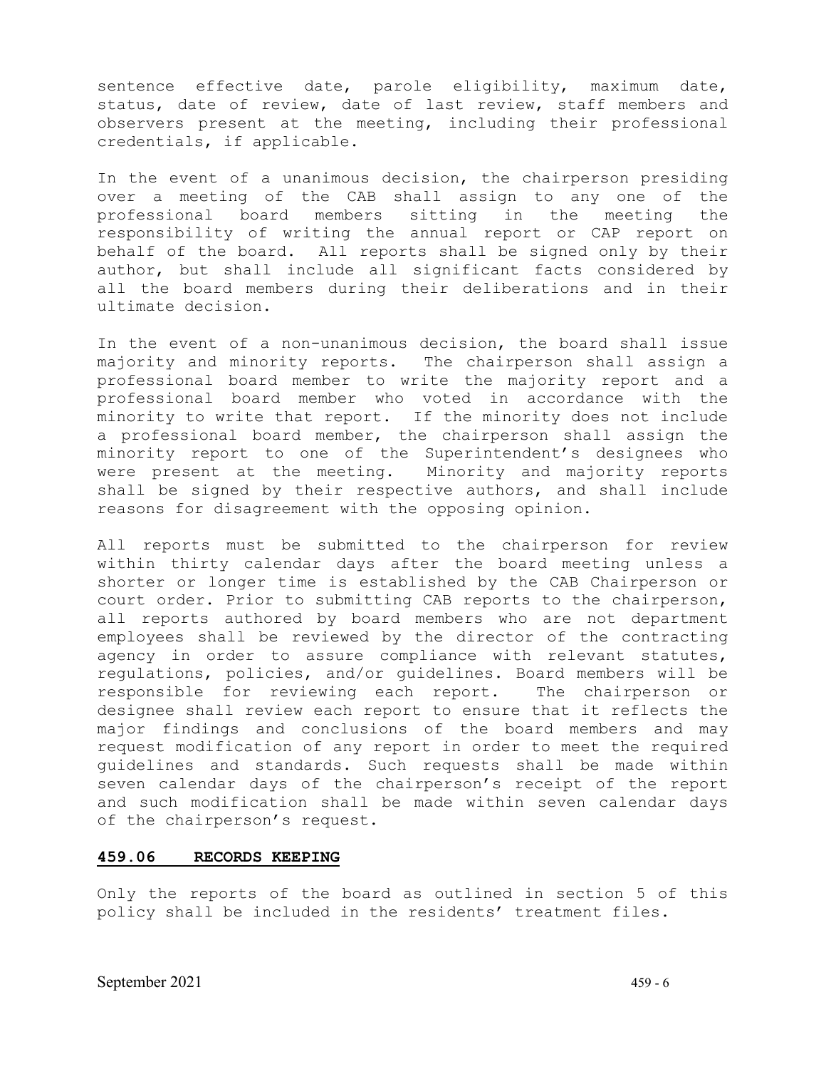sentence effective date, parole eligibility, maximum date, status, date of review, date of last review, staff members and observers present at the meeting, including their professional credentials, if applicable.

In the event of a unanimous decision, the chairperson presiding over a meeting of the CAB shall assign to any one of the professional board members sitting in the meeting the responsibility of writing the annual report or CAP report on behalf of the board. All reports shall be signed only by their author, but shall include all significant facts considered by all the board members during their deliberations and in their ultimate decision.

In the event of a non-unanimous decision, the board shall issue majority and minority reports. The chairperson shall assign a professional board member to write the majority report and a professional board member who voted in accordance with the minority to write that report. If the minority does not include a professional board member, the chairperson shall assign the minority report to one of the Superintendent's designees who were present at the meeting. Minority and majority reports shall be signed by their respective authors, and shall include reasons for disagreement with the opposing opinion.

All reports must be submitted to the chairperson for review within thirty calendar days after the board meeting unless a shorter or longer time is established by the CAB Chairperson or court order. Prior to submitting CAB reports to the chairperson, all reports authored by board members who are not department employees shall be reviewed by the director of the contracting agency in order to assure compliance with relevant statutes, regulations, policies, and/or guidelines. Board members will be responsible for reviewing each report. The chairperson or designee shall review each report to ensure that it reflects the major findings and conclusions of the board members and may request modification of any report in order to meet the required guidelines and standards. Such requests shall be made within seven calendar days of the chairperson's receipt of the report and such modification shall be made within seven calendar days of the chairperson's request.

## 459.06 RECORDS KEEPING

Only the reports of the board as outlined in section 5 of this policy shall be included in the residents' treatment files.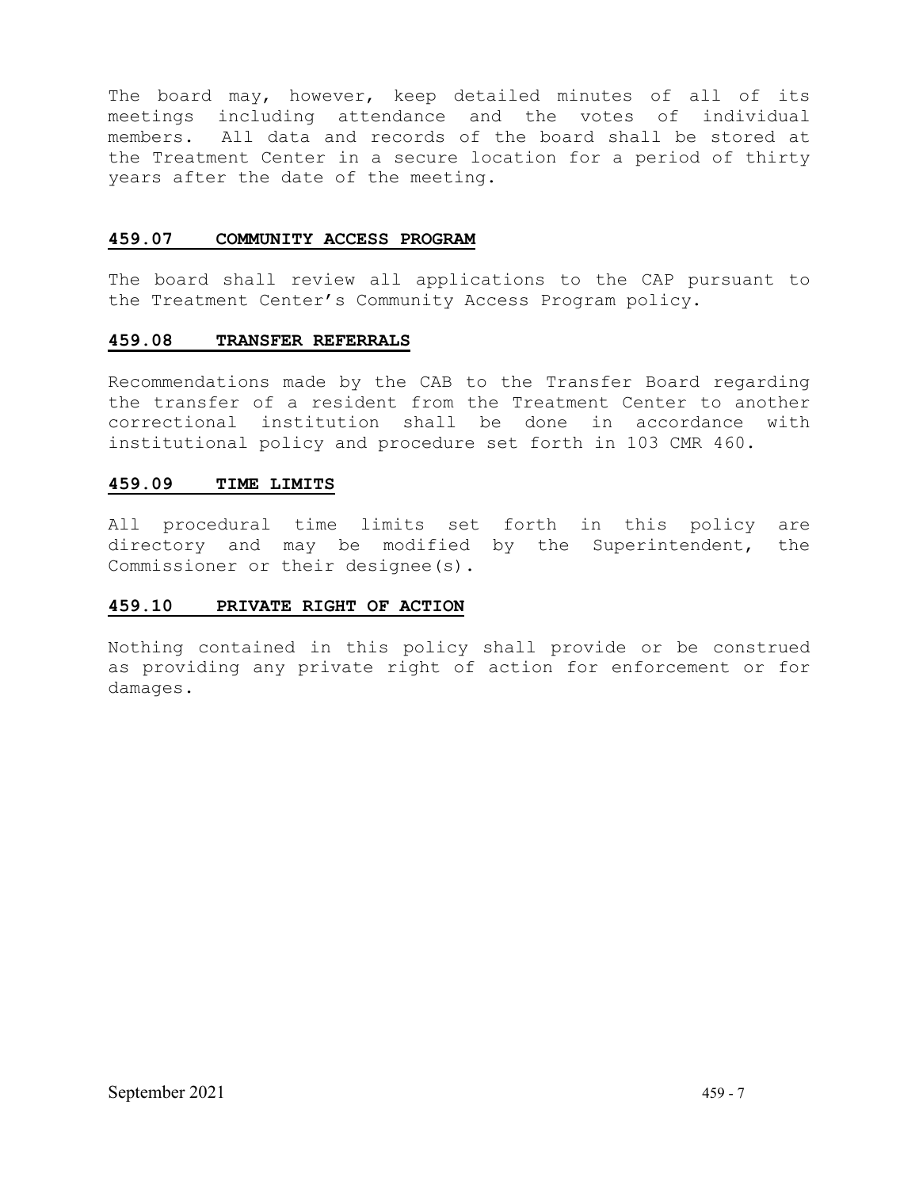The board may, however, keep detailed minutes of all of its meetings including attendance and the votes of individual members. All data and records of the board shall be stored at the Treatment Center in a secure location for a period of thirty years after the date of the meeting.

## 459.07 COMMUNITY ACCESS PROGRAM

The board shall review all applications to the CAP pursuant to the Treatment Center's Community Access Program policy.

## 459.08 TRANSFER REFERRALS

Recommendations made by the CAB to the Transfer Board regarding the transfer of a resident from the Treatment Center to another correctional institution shall be done in accordance with institutional policy and procedure set forth in 103 CMR 460.

## 459.09 TIME LIMITS

All procedural time limits set forth in this policy are directory and may be modified by the Superintendent, the Commissioner or their designee(s).

## 459.10 PRIVATE RIGHT OF ACTION

Nothing contained in this policy shall provide or be construed as providing any private right of action for enforcement or for damages.